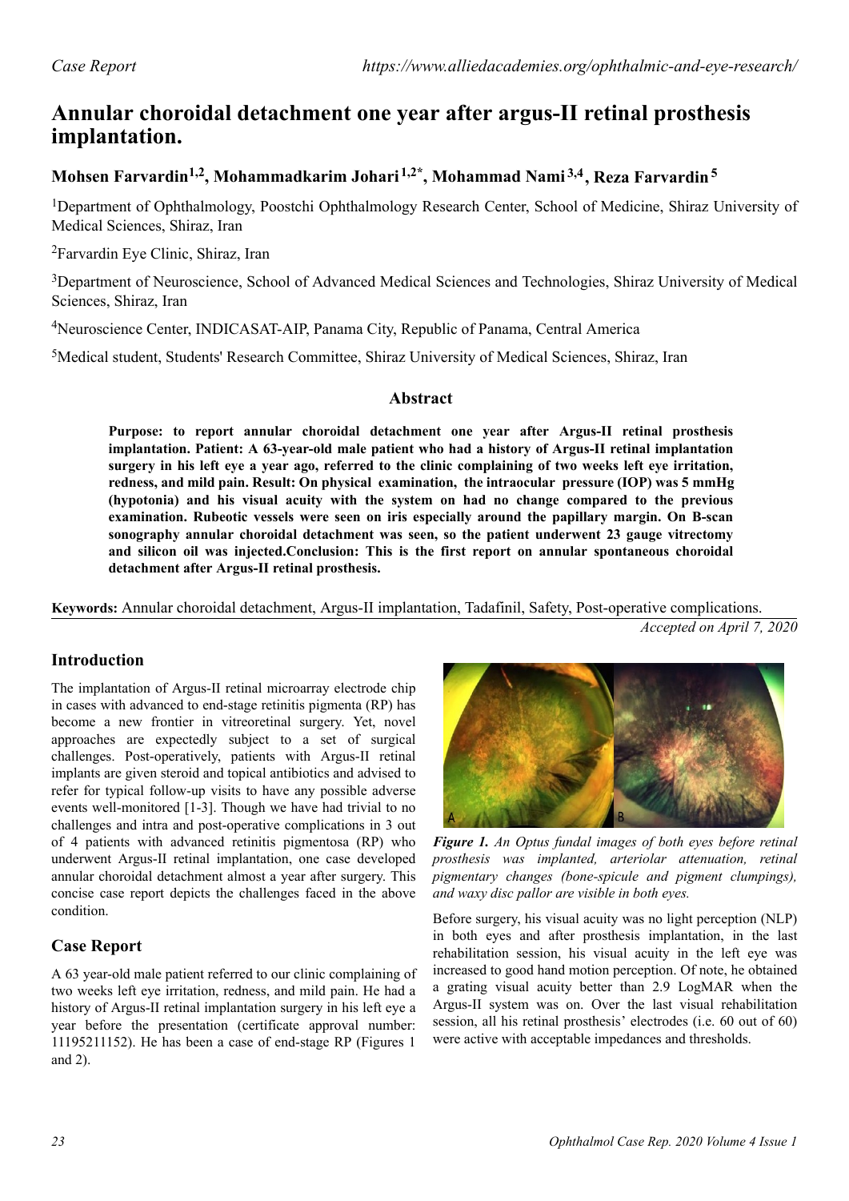Case Report

# Annular choroidal detachment one year after argus-II retinal prosthesis implantation.

**Mohsen Farvardin[1,2], Mohammadkarim Johari[1,2*], Mohammad Nami[3,4], Reza Farvardin[5]**

[1]Department of Ophthalmology, Poostchi Ophthalmology Research Center, School of Medicine, Shiraz University of Medical Sciences, Shiraz, Iran

[2]Farvardin Eye Clinic, Shiraz, Iran

[3]Department of Neuroscience, School of Advanced Medical Sciences and Technologies, Shiraz University of Medical Sciences, Shiraz, Iran

[4]Neuroscience Center, INDICASAT-AIP, Panama City, Republic of Panama, Central America

[5]Medical student, Students' Research Committee, Shiraz University of Medical Sciences, Shiraz, Iran

## Abstract

**Purpose: to report annular choroidal detachment one year after Argus-II retinal prosthesis implantation. Patient: A 63-year-old male patient who had a history of Argus-II retinal implantation surgery in his left eye a year ago, referred to the clinic complaining of two weeks left eye irritation, redness, and mild pain. Result: On physical examination, the intraocular pressure (IOP) was 5 mmHg (hypotonia) and his visual acuity with the system on had no change compared to the previous examination. Rubeotic vessels were seen on iris especially around the papillary margin. On B-scan sonography annular choroidal detachment was seen, so the patient underwent 23 gauge vitrectomy and silicon oil was injected.Conclusion: This is the first report on annular spontaneous choroidal detachment after Argus-II retinal prosthesis.**

**Keywords:** Annular choroidal detachment, Argus-II implantation, Tadafinil, Safety, Post-operative complications.

*Accepted on April 7, 2020*

## Introduction

The implantation of Argus-II retinal microarray electrode chip in cases with advanced to end-stage retinitis pigmenta (RP) has become a new frontier in vitreoretinal surgery. Yet, novel approaches are expectedly subject to a set of surgical challenges. Post-operatively, patients with Argus-II retinal implants are given steroid and topical antibiotics and advised to refer for typical follow-up visits to have any possible adverse events well-monitored [1-3]. Though we have had trivial to no challenges and intra and post-operative complications in 3 out of 4 patients with advanced retinitis pigmentosa (RP) who underwent Argus-II retinal implantation, one case developed annular choroidal detachment almost a year after surgery. This concise case report depicts the challenges faced in the above condition.

## Case Report

A 63 year-old male patient referred to our clinic complaining of two weeks left eye irritation, redness, and mild pain. He had a history of Argus-II retinal implantation surgery in his left eye a year before the presentation (certificate approval number: 11195211152). He has been a case of end-stage RP (Figures 1 and 2).

*Figure 1. An Optus fundal images of both eyes before retinal prosthesis was implanted, arteriolar attenuation, retinal pigmentary changes (bone-spicule and pigment clumpings), and waxy disc pallor are visible in both eyes.*

Before surgery, his visual acuity was no light perception (NLP) in both eyes and after prosthesis implantation, in the last rehabilitation session, his visual acuity in the left eye was increased to good hand motion perception. Of note, he obtained a grating visual acuity better than 2.9 LogMAR when the Argus-II system was on. Over the last visual rehabilitation session, all his retinal prosthesis' electrodes (i.e. 60 out of 60) were active with acceptable impedances and thresholds.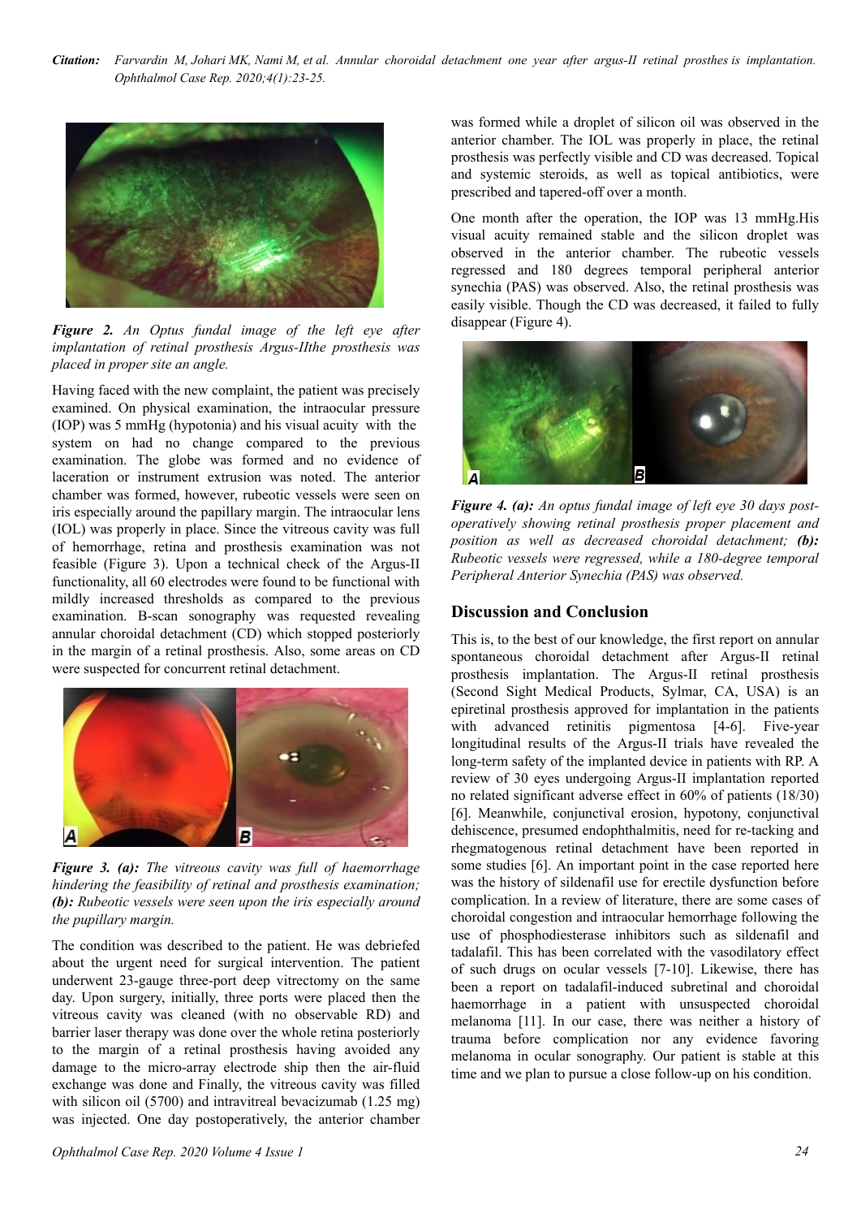*Figure 2. An Optus fundal image of the left eye after implantation of retinal prosthesis Argus-IIthe prosthesis was placed in proper site an angle.*

Having faced with the new complaint, the patient was precisely examined. On physical examination, the intraocular pressure (IOP) was 5 mmHg (hypotonia) and his visual acuity with the system on had no change compared to the previous examination. The globe was formed and no evidence of laceration or instrument extrusion was noted. The anterior chamber was formed, however, rubeotic vessels were seen on iris especially around the papillary margin. The intraocular lens (IOL) was properly in place. Since the vitreous cavity was full of hemorrhage, retina and prosthesis examination was not feasible (Figure 3). Upon a technical check of the Argus-II functionality, all 60 electrodes were found to be functional with mildly increased thresholds as compared to the previous examination. B-scan sonography was requested revealing annular choroidal detachment (CD) which stopped posteriorly in the margin of a retinal prosthesis. Also, some areas on CD were suspected for concurrent retinal detachment.

***Figure 3. (a):*** *The vitreous cavity was full of haemorrhage hindering the feasibility of retinal and prosthesis examination;* ***(b):*** *Rubeotic vessels were seen upon the iris especially around the pupillary margin.*

The condition was described to the patient. He was debriefed about the urgent need for surgical intervention. The patient underwent 23-gauge three-port deep vitrectomy on the same day. Upon surgery, initially, three ports were placed then the vitreous cavity was cleaned (with no observable RD) and barrier laser therapy was done over the whole retina posteriorly to the margin of a retinal prosthesis having avoided any damage to the micro-array electrode ship then the air-fluid exchange was done and Finally, the vitreous cavity was filled with silicon oil (5700) and intravitreal bevacizumab (1.25 mg) was injected. One day postoperatively, the anterior chamber was formed while a droplet of silicon oil was observed in the anterior chamber. The IOL was properly in place, the retinal prosthesis was perfectly visible and CD was decreased. Topical and systemic steroids, as well as topical antibiotics, were prescribed and tapered-off over a month.

One month after the operation, the IOP was 13 mmHg.His visual acuity remained stable and the silicon droplet was observed in the anterior chamber. The rubeotic vessels regressed and 180 degrees temporal peripheral anterior synechia (PAS) was observed. Also, the retinal prosthesis was easily visible. Though the CD was decreased, it failed to fully disappear (Figure 4).

***Figure 4. (a):*** *An optus fundal image of left eye 30 days post-operatively showing retinal prosthesis proper placement and position as well as decreased choroidal detachment;* ***(b):*** *Rubeotic vessels were regressed, while a 180-degree temporal Peripheral Anterior Synechia (PAS) was observed.*

## Discussion and Conclusion

This is, to the best of our knowledge, the first report on annular spontaneous choroidal detachment after Argus-II retinal prosthesis implantation. The Argus-II retinal prosthesis (Second Sight Medical Products, Sylmar, CA, USA) is an epiretinal prosthesis approved for implantation in the patients with advanced retinitis pigmentosa [4-6]. Five-year longitudinal results of the Argus-II trials have revealed the long-term safety of the implanted device in patients with RP. A review of 30 eyes undergoing Argus-II implantation reported no related significant adverse effect in 60% of patients (18/30) [6]. Meanwhile, conjunctival erosion, hypotony, conjunctival dehiscence, presumed endophthalmitis, need for re-tacking and rhegmatogenous retinal detachment have been reported in some studies [6]. An important point in the case reported here was the history of sildenafil use for erectile dysfunction before complication. In a review of literature, there are some cases of choroidal congestion and intraocular hemorrhage following the use of phosphodiesterase inhibitors such as sildenafil and tadalafil. This has been correlated with the vasodilatory effect of such drugs on ocular vessels [7-10]. Likewise, there has been a report on tadalafil-induced subretinal and choroidal haemorrhage in a patient with unsuspected choroidal melanoma [11]. In our case, there was neither a history of trauma before complication nor any evidence favoring melanoma in ocular sonography. Our patient is stable at this time and we plan to pursue a close follow-up on his condition.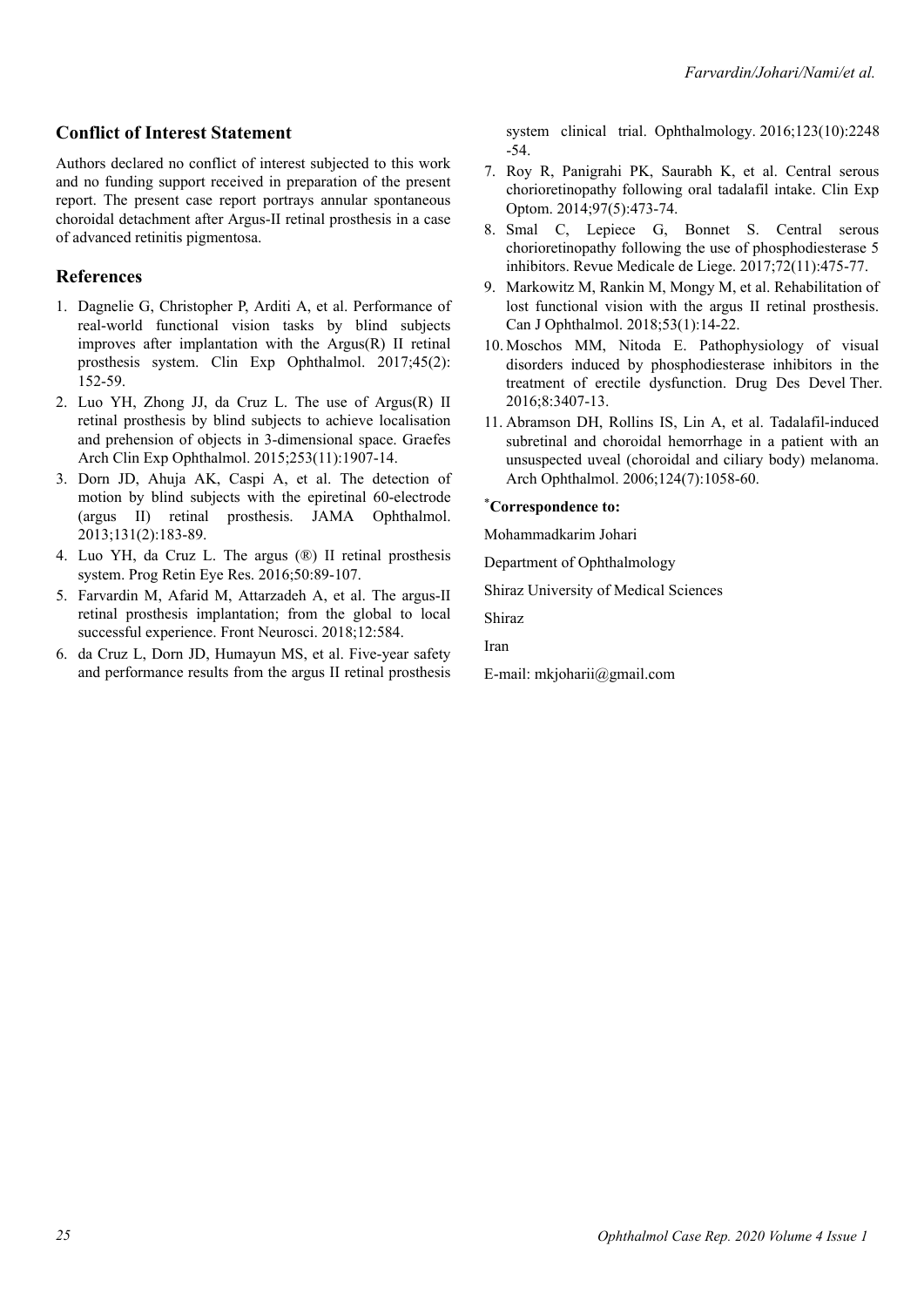## Conflict of Interest Statement

Authors declared no conflict of interest subjected to this work and no funding support received in preparation of the present report. The present case report portrays annular spontaneous choroidal detachment after Argus-II retinal prosthesis in a case of advanced retinitis pigmentosa.

## References

1. Dagnelie G, Christopher P, Arditi A, et al. Performance of real-world functional vision tasks by blind subjects improves after implantation with the Argus(R) II retinal prosthesis system. Clin Exp Ophthalmol. 2017;45(2): 152-59.
2. Luo YH, Zhong JJ, da Cruz L. The use of Argus(R) II retinal prosthesis by blind subjects to achieve localisation and prehension of objects in 3-dimensional space. Graefes Arch Clin Exp Ophthalmol. 2015;253(11):1907-14.
3. Dorn JD, Ahuja AK, Caspi A, et al. The detection of motion by blind subjects with the epiretinal 60-electrode (argus II) retinal prosthesis. JAMA Ophthalmol. 2013;131(2):183-89.
4. Luo YH, da Cruz L. The argus (®) II retinal prosthesis system. Prog Retin Eye Res. 2016;50:89-107.
5. Farvardin M, Afarid M, Attarzadeh A, et al. The argus-II retinal prosthesis implantation; from the global to local successful experience. Front Neurosci. 2018;12:584.
6. da Cruz L, Dorn JD, Humayun MS, et al. Five-year safety and performance results from the argus II retinal prosthesis system clinical trial. Ophthalmology. 2016;123(10):2248-54.
7. Roy R, Panigrahi PK, Saurabh K, et al. Central serous chorioretinopathy following oral tadalafil intake. Clin Exp Optom. 2014;97(5):473-74.
8. Smal C, Lepiece G, Bonnet S. Central serous chorioretinopathy following the use of phosphodiesterase 5 inhibitors. Revue Medicale de Liege. 2017;72(11):475-77.
9. Markowitz M, Rankin M, Mongy M, et al. Rehabilitation of lost functional vision with the argus II retinal prosthesis. Can J Ophthalmol. 2018;53(1):14-22.
10. Moschos MM, Nitoda E. Pathophysiology of visual disorders induced by phosphodiesterase inhibitors in the treatment of erectile dysfunction. Drug Des Devel Ther. 2016;8:3407-13.
11. Abramson DH, Rollins IS, Lin A, et al. Tadalafil-induced subretinal and choroidal hemorrhage in a patient with an unsuspected uveal (choroidal and ciliary body) melanoma. Arch Ophthalmol. 2006;124(7):1058-60.

**[*]Correspondence to:**

Mohammadkarim Johari

Department of Ophthalmology

Shiraz University of Medical Sciences

Shiraz

Iran

E-mail: mkjoharii@gmail.com